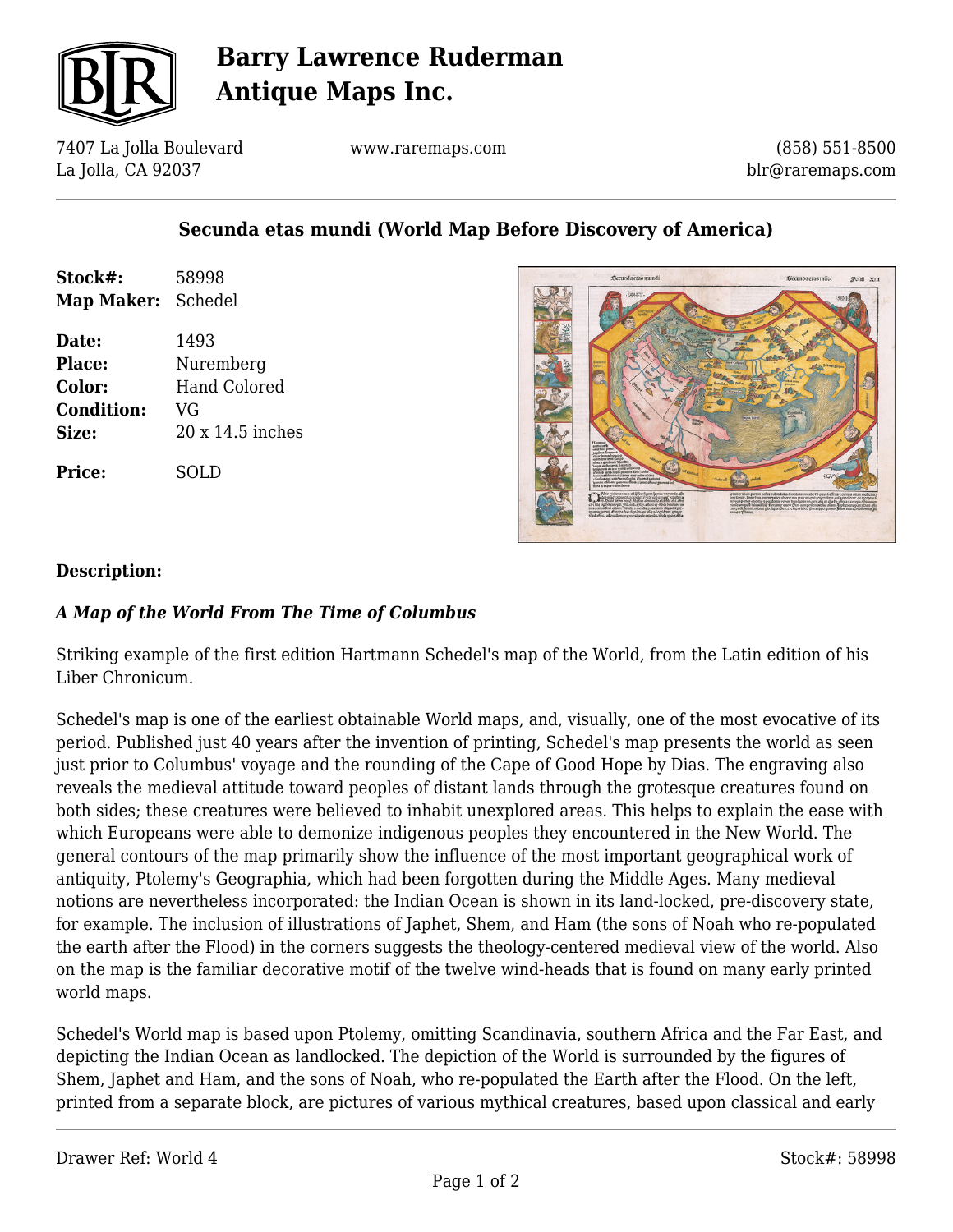# Barry Lawrence Ruderman Antique Maps Inc.

7407 La Jolla Boulevard
La Jolla, CA 92037

www.raremaps.com

(858) 551-8500
blr@raremaps.com

## Secunda etas mundi (World Map Before Discovery of America)

| | |
|---|---|
| **Stock#:** | 58998 |
| **Map Maker:** | Schedel |
| **Date:** | 1493 |
| **Place:** | Nuremberg |
| **Color:** | Hand Colored |
| **Condition:** | VG |
| **Size:** | 20 x 14.5 inches |
| **Price:** | SOLD |

**Description:**

***A Map of the World From The Time of Columbus***

Striking example of the first edition Hartmann Schedel's map of the World, from the Latin edition of his Liber Chronicum.

Schedel's map is one of the earliest obtainable World maps, and, visually, one of the most evocative of its period. Published just 40 years after the invention of printing, Schedel's map presents the world as seen just prior to Columbus' voyage and the rounding of the Cape of Good Hope by Dias. The engraving also reveals the medieval attitude toward peoples of distant lands through the grotesque creatures found on both sides; these creatures were believed to inhabit unexplored areas. This helps to explain the ease with which Europeans were able to demonize indigenous peoples they encountered in the New World. The general contours of the map primarily show the influence of the most important geographical work of antiquity, Ptolemy's Geographia, which had been forgotten during the Middle Ages. Many medieval notions are nevertheless incorporated: the Indian Ocean is shown in its land-locked, pre-discovery state, for example. The inclusion of illustrations of Japhet, Shem, and Ham (the sons of Noah who re-populated the earth after the Flood) in the corners suggests the theology-centered medieval view of the world. Also on the map is the familiar decorative motif of the twelve wind-heads that is found on many early printed world maps.

Schedel's World map is based upon Ptolemy, omitting Scandinavia, southern Africa and the Far East, and depicting the Indian Ocean as landlocked. The depiction of the World is surrounded by the figures of Shem, Japhet and Ham, and the sons of Noah, who re-populated the Earth after the Flood. On the left, printed from a separate block, are pictures of various mythical creatures, based upon classical and early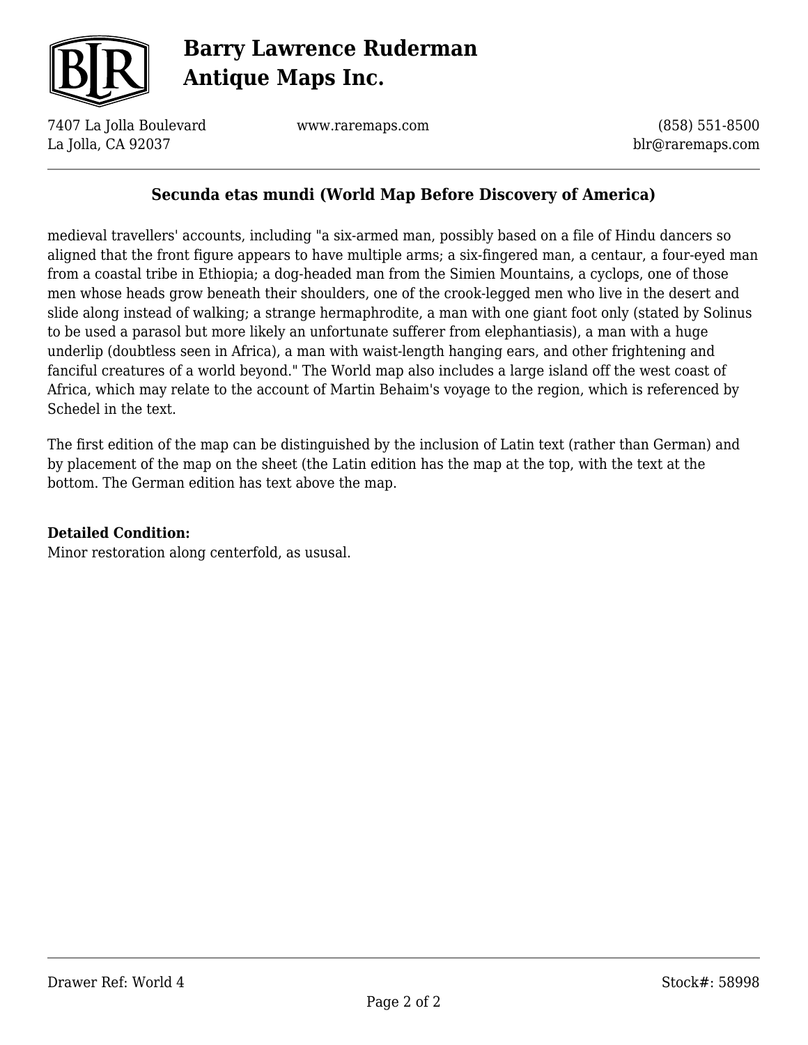medieval travellers' accounts, including "a six-armed man, possibly based on a file of Hindu dancers so aligned that the front figure appears to have multiple arms; a six-fingered man, a centaur, a four-eyed man from a coastal tribe in Ethiopia; a dog-headed man from the Simien Mountains, a cyclops, one of those men whose heads grow beneath their shoulders, one of the crook-legged men who live in the desert and slide along instead of walking; a strange hermaphrodite, a man with one giant foot only (stated by Solinus to be used a parasol but more likely an unfortunate sufferer from elephantiasis), a man with a huge underlip (doubtless seen in Africa), a man with waist-length hanging ears, and other frightening and fanciful creatures of a world beyond." The World map also includes a large island off the west coast of Africa, which may relate to the account of Martin Behaim's voyage to the region, which is referenced by Schedel in the text.

The first edition of the map can be distinguished by the inclusion of Latin text (rather than German) and by placement of the map on the sheet (the Latin edition has the map at the top, with the text at the bottom. The German edition has text above the map.

**Detailed Condition:**
Minor restoration along centerfold, as ususal.